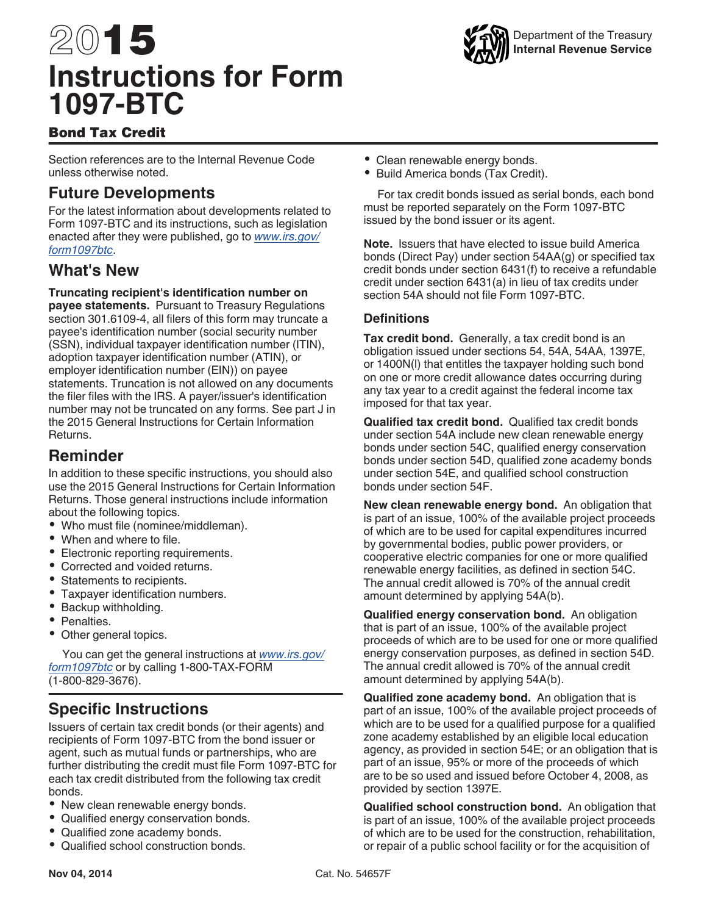# 2015 Instructions for Form 1097-BTC

Department of the Treasury
Internal Revenue Service

## Bond Tax Credit

Section references are to the Internal Revenue Code unless otherwise noted.

## Future Developments

For the latest information about developments related to Form 1097-BTC and its instructions, such as legislation enacted after they were published, go to *www.irs.gov/form1097btc*.

## What's New

**Truncating recipient's identification number on payee statements.** Pursuant to Treasury Regulations section 301.6109-4, all filers of this form may truncate a payee's identification number (social security number (SSN), individual taxpayer identification number (ITIN), adoption taxpayer identification number (ATIN), or employer identification number (EIN)) on payee statements. Truncation is not allowed on any documents the filer files with the IRS. A payer/issuer's identification number may not be truncated on any forms. See part J in the 2015 General Instructions for Certain Information Returns.

## Reminder

In addition to these specific instructions, you should also use the 2015 General Instructions for Certain Information Returns. Those general instructions include information about the following topics.

- Who must file (nominee/middleman).
- When and where to file.
- Electronic reporting requirements.
- Corrected and voided returns.
- Statements to recipients.
- Taxpayer identification numbers.
- Backup withholding.
- Penalties.
- Other general topics.

You can get the general instructions at *www.irs.gov/form1097btc* or by calling 1-800-TAX-FORM (1-800-829-3676).

## Specific Instructions

Issuers of certain tax credit bonds (or their agents) and recipients of Form 1097-BTC from the bond issuer or agent, such as mutual funds or partnerships, who are further distributing the credit must file Form 1097-BTC for each tax credit distributed from the following tax credit bonds.

- New clean renewable energy bonds.
- Qualified energy conservation bonds.
- Qualified zone academy bonds.
- Qualified school construction bonds.
- Clean renewable energy bonds.
- Build America bonds (Tax Credit).

For tax credit bonds issued as serial bonds, each bond must be reported separately on the Form 1097-BTC issued by the bond issuer or its agent.

**Note.** Issuers that have elected to issue build America bonds (Direct Pay) under section 54AA(g) or specified tax credit bonds under section 6431(f) to receive a refundable credit under section 6431(a) in lieu of tax credits under section 54A should not file Form 1097-BTC.

### Definitions

**Tax credit bond.** Generally, a tax credit bond is an obligation issued under sections 54, 54A, 54AA, 1397E, or 1400N(l) that entitles the taxpayer holding such bond on one or more credit allowance dates occurring during any tax year to a credit against the federal income tax imposed for that tax year.

**Qualified tax credit bond.** Qualified tax credit bonds under section 54A include new clean renewable energy bonds under section 54C, qualified energy conservation bonds under section 54D, qualified zone academy bonds under section 54E, and qualified school construction bonds under section 54F.

**New clean renewable energy bond.** An obligation that is part of an issue, 100% of the available project proceeds of which are to be used for capital expenditures incurred by governmental bodies, public power providers, or cooperative electric companies for one or more qualified renewable energy facilities, as defined in section 54C. The annual credit allowed is 70% of the annual credit amount determined by applying 54A(b).

**Qualified energy conservation bond.** An obligation that is part of an issue, 100% of the available project proceeds of which are to be used for one or more qualified energy conservation purposes, as defined in section 54D. The annual credit allowed is 70% of the annual credit amount determined by applying 54A(b).

**Qualified zone academy bond.** An obligation that is part of an issue, 100% of the available project proceeds of which are to be used for a qualified purpose for a qualified zone academy established by an eligible local education agency, as provided in section 54E; or an obligation that is part of an issue, 95% or more of the proceeds of which are to be so used and issued before October 4, 2008, as provided by section 1397E.

**Qualified school construction bond.** An obligation that is part of an issue, 100% of the available project proceeds of which are to be used for the construction, rehabilitation, or repair of a public school facility or for the acquisition of

Nov 04, 2014 Cat. No. 54657F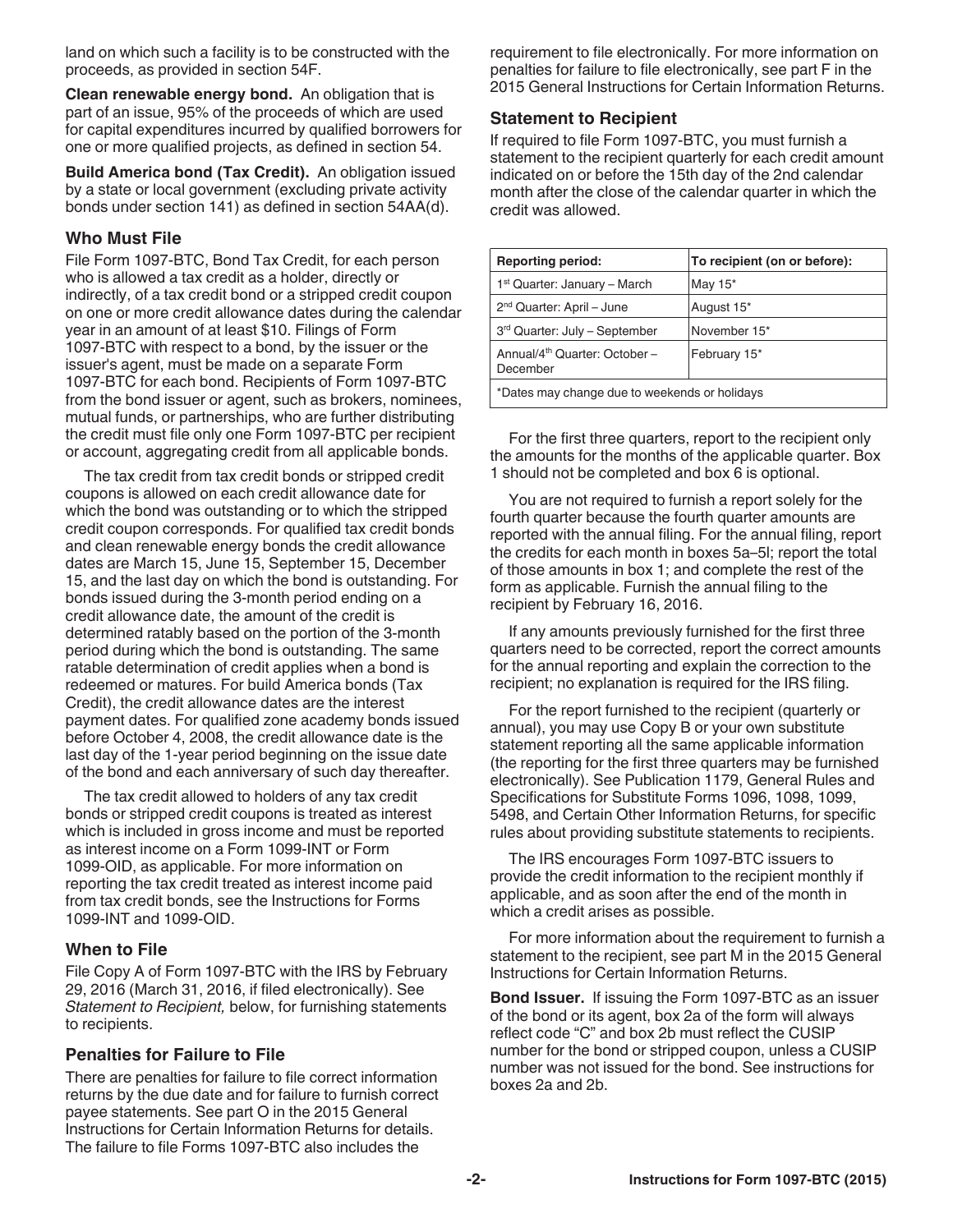land on which such a facility is to be constructed with the proceeds, as provided in section 54F.

**Clean renewable energy bond.** An obligation that is part of an issue, 95% of the proceeds of which are used for capital expenditures incurred by qualified borrowers for one or more qualified projects, as defined in section 54.

**Build America bond (Tax Credit).** An obligation issued by a state or local government (excluding private activity bonds under section 141) as defined in section 54AA(d).

### Who Must File

File Form 1097-BTC, Bond Tax Credit, for each person who is allowed a tax credit as a holder, directly or indirectly, of a tax credit bond or a stripped credit coupon on one or more credit allowance dates during the calendar year in an amount of at least $10. Filings of Form 1097-BTC with respect to a bond, by the issuer or the issuer's agent, must be made on a separate Form 1097-BTC for each bond. Recipients of Form 1097-BTC from the bond issuer or agent, such as brokers, nominees, mutual funds, or partnerships, who are further distributing the credit must file only one Form 1097-BTC per recipient or account, aggregating credit from all applicable bonds.

The tax credit from tax credit bonds or stripped credit coupons is allowed on each credit allowance date for which the bond was outstanding or to which the stripped credit coupon corresponds. For qualified tax credit bonds and clean renewable energy bonds the credit allowance dates are March 15, June 15, September 15, December 15, and the last day on which the bond is outstanding. For bonds issued during the 3-month period ending on a credit allowance date, the amount of the credit is determined ratably based on the portion of the 3-month period during which the bond is outstanding. The same ratable determination of credit applies when a bond is redeemed or matures. For build America bonds (Tax Credit), the credit allowance dates are the interest payment dates. For qualified zone academy bonds issued before October 4, 2008, the credit allowance date is the last day of the 1-year period beginning on the issue date of the bond and each anniversary of such day thereafter.

The tax credit allowed to holders of any tax credit bonds or stripped credit coupons is treated as interest which is included in gross income and must be reported as interest income on a Form 1099-INT or Form 1099-OID, as applicable. For more information on reporting the tax credit treated as interest income paid from tax credit bonds, see the Instructions for Forms 1099-INT and 1099-OID.

### When to File

File Copy A of Form 1097-BTC with the IRS by February 29, 2016 (March 31, 2016, if filed electronically). See *Statement to Recipient,* below, for furnishing statements to recipients.

### Penalties for Failure to File

There are penalties for failure to file correct information returns by the due date and for failure to furnish correct payee statements. See part O in the 2015 General Instructions for Certain Information Returns for details. The failure to file Forms 1097-BTC also includes the requirement to file electronically. For more information on penalties for failure to file electronically, see part F in the 2015 General Instructions for Certain Information Returns.

### Statement to Recipient

If required to file Form 1097-BTC, you must furnish a statement to the recipient quarterly for each credit amount indicated on or before the 15th day of the 2nd calendar month after the close of the calendar quarter in which the credit was allowed.

| Reporting period: | To recipient (on or before): |
|---|---|
| 1st Quarter: January – March | May 15* |
| 2nd Quarter: April – June | August 15* |
| 3rd Quarter: July – September | November 15* |
| Annual/4th Quarter: October – December | February 15* |
| *Dates may change due to weekends or holidays | |

For the first three quarters, report to the recipient only the amounts for the months of the applicable quarter. Box 1 should not be completed and box 6 is optional.

You are not required to furnish a report solely for the fourth quarter because the fourth quarter amounts are reported with the annual filing. For the annual filing, report the credits for each month in boxes 5a–5l; report the total of those amounts in box 1; and complete the rest of the form as applicable. Furnish the annual filing to the recipient by February 16, 2016.

If any amounts previously furnished for the first three quarters need to be corrected, report the correct amounts for the annual reporting and explain the correction to the recipient; no explanation is required for the IRS filing.

For the report furnished to the recipient (quarterly or annual), you may use Copy B or your own substitute statement reporting all the same applicable information (the reporting for the first three quarters may be furnished electronically). See Publication 1179, General Rules and Specifications for Substitute Forms 1096, 1098, 1099, 5498, and Certain Other Information Returns, for specific rules about providing substitute statements to recipients.

The IRS encourages Form 1097-BTC issuers to provide the credit information to the recipient monthly if applicable, and as soon after the end of the month in which a credit arises as possible.

For more information about the requirement to furnish a statement to the recipient, see part M in the 2015 General Instructions for Certain Information Returns.

**Bond Issuer.** If issuing the Form 1097-BTC as an issuer of the bond or its agent, box 2a of the form will always reflect code "C" and box 2b must reflect the CUSIP number for the bond or stripped coupon, unless a CUSIP number was not issued for the bond. See instructions for boxes 2a and 2b.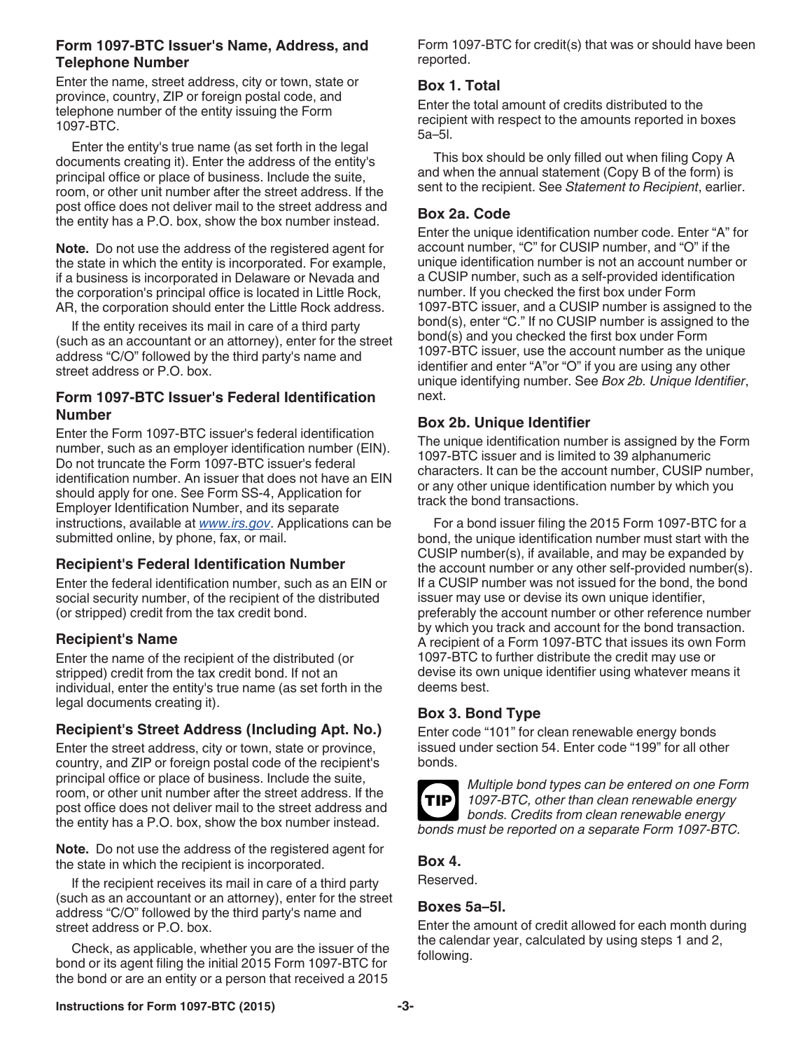### Form 1097-BTC Issuer's Name, Address, and Telephone Number

Enter the name, street address, city or town, state or province, country, ZIP or foreign postal code, and telephone number of the entity issuing the Form 1097-BTC.

Enter the entity's true name (as set forth in the legal documents creating it). Enter the address of the entity's principal office or place of business. Include the suite, room, or other unit number after the street address. If the post office does not deliver mail to the street address and the entity has a P.O. box, show the box number instead.

**Note.** Do not use the address of the registered agent for the state in which the entity is incorporated. For example, if a business is incorporated in Delaware or Nevada and the corporation's principal office is located in Little Rock, AR, the corporation should enter the Little Rock address.

If the entity receives its mail in care of a third party (such as an accountant or an attorney), enter for the street address "C/O" followed by the third party's name and street address or P.O. box.

### Form 1097-BTC Issuer's Federal Identification Number

Enter the Form 1097-BTC issuer's federal identification number, such as an employer identification number (EIN). Do not truncate the Form 1097-BTC issuer's federal identification number. An issuer that does not have an EIN should apply for one. See Form SS-4, Application for Employer Identification Number, and its separate instructions, available at *www.irs.gov*. Applications can be submitted online, by phone, fax, or mail.

### Recipient's Federal Identification Number

Enter the federal identification number, such as an EIN or social security number, of the recipient of the distributed (or stripped) credit from the tax credit bond.

### Recipient's Name

Enter the name of the recipient of the distributed (or stripped) credit from the tax credit bond. If not an individual, enter the entity's true name (as set forth in the legal documents creating it).

### Recipient's Street Address (Including Apt. No.)

Enter the street address, city or town, state or province, country, and ZIP or foreign postal code of the recipient's principal office or place of business. Include the suite, room, or other unit number after the street address. If the post office does not deliver mail to the street address and the entity has a P.O. box, show the box number instead.

**Note.** Do not use the address of the registered agent for the state in which the recipient is incorporated.

If the recipient receives its mail in care of a third party (such as an accountant or an attorney), enter for the street address "C/O" followed by the third party's name and street address or P.O. box.

Check, as applicable, whether you are the issuer of the bond or its agent filing the initial 2015 Form 1097-BTC for the bond or are an entity or a person that received a 2015 Form 1097-BTC for credit(s) that was or should have been reported.

### Box 1. Total

Enter the total amount of credits distributed to the recipient with respect to the amounts reported in boxes 5a–5l.

This box should be only filled out when filing Copy A and when the annual statement (Copy B of the form) is sent to the recipient. See *Statement to Recipient*, earlier.

### Box 2a. Code

Enter the unique identification number code. Enter "A" for account number, "C" for CUSIP number, and "O" if the unique identification number is not an account number or a CUSIP number, such as a self-provided identification number. If you checked the first box under Form 1097-BTC issuer, and a CUSIP number is assigned to the bond(s), enter "C." If no CUSIP number is assigned to the bond(s) and you checked the first box under Form 1097-BTC issuer, use the account number as the unique identifier and enter "A"or "O" if you are using any other unique identifying number. See *Box 2b. Unique Identifier*, next.

### Box 2b. Unique Identifier

The unique identification number is assigned by the Form 1097-BTC issuer and is limited to 39 alphanumeric characters. It can be the account number, CUSIP number, or any other unique identification number by which you track the bond transactions.

For a bond issuer filing the 2015 Form 1097-BTC for a bond, the unique identification number must start with the CUSIP number(s), if available, and may be expanded by the account number or any other self-provided number(s). If a CUSIP number was not issued for the bond, the bond issuer may use or devise its own unique identifier, preferably the account number or other reference number by which you track and account for the bond transaction. A recipient of a Form 1097-BTC that issues its own Form 1097-BTC to further distribute the credit may use or devise its own unique identifier using whatever means it deems best.

### Box 3. Bond Type

Enter code "101" for clean renewable energy bonds issued under section 54. Enter code "199" for all other bonds.

**TIP** *Multiple bond types can be entered on one Form 1097-BTC, other than clean renewable energy bonds. Credits from clean renewable energy bonds must be reported on a separate Form 1097-BTC.*

### Box 4.

Reserved.

### Boxes 5a–5l.

Enter the amount of credit allowed for each month during the calendar year, calculated by using steps 1 and 2, following.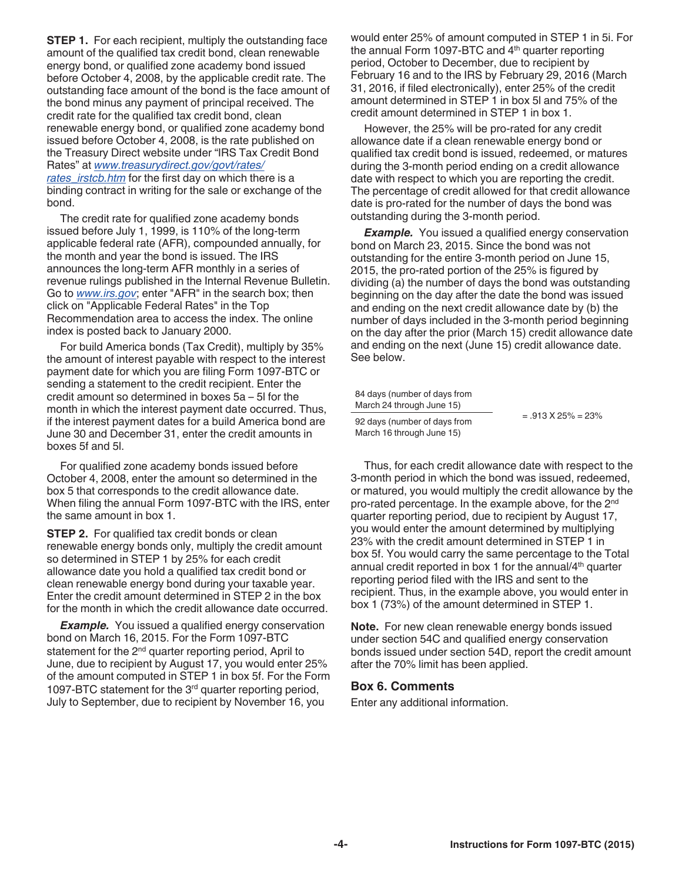**STEP 1.** For each recipient, multiply the outstanding face amount of the qualified tax credit bond, clean renewable energy bond, or qualified zone academy bond issued before October 4, 2008, by the applicable credit rate. The outstanding face amount of the bond is the face amount of the bond minus any payment of principal received. The credit rate for the qualified tax credit bond, clean renewable energy bond, or qualified zone academy bond issued before October 4, 2008, is the rate published on the Treasury Direct website under "IRS Tax Credit Bond Rates" at *www.treasurydirect.gov/govt/rates/rates_irstcb.htm* for the first day on which there is a binding contract in writing for the sale or exchange of the bond.

The credit rate for qualified zone academy bonds issued before July 1, 1999, is 110% of the long-term applicable federal rate (AFR), compounded annually, for the month and year the bond is issued. The IRS announces the long-term AFR monthly in a series of revenue rulings published in the Internal Revenue Bulletin. Go to *www.irs.gov*; enter "AFR" in the search box; then click on "Applicable Federal Rates" in the Top Recommendation area to access the index. The online index is posted back to January 2000.

For build America bonds (Tax Credit), multiply by 35% the amount of interest payable with respect to the interest payment date for which you are filing Form 1097-BTC or sending a statement to the credit recipient. Enter the credit amount so determined in boxes 5a – 5l for the month in which the interest payment date occurred. Thus, if the interest payment dates for a build America bond are June 30 and December 31, enter the credit amounts in boxes 5f and 5l.

For qualified zone academy bonds issued before October 4, 2008, enter the amount so determined in the box 5 that corresponds to the credit allowance date. When filing the annual Form 1097-BTC with the IRS, enter the same amount in box 1.

**STEP 2.** For qualified tax credit bonds or clean renewable energy bonds only, multiply the credit amount so determined in STEP 1 by 25% for each credit allowance date you hold a qualified tax credit bond or clean renewable energy bond during your taxable year. Enter the credit amount determined in STEP 2 in the box for the month in which the credit allowance date occurred.

***Example.*** You issued a qualified energy conservation bond on March 16, 2015. For the Form 1097-BTC statement for the 2nd quarter reporting period, April to June, due to recipient by August 17, you would enter 25% of the amount computed in STEP 1 in box 5f. For the Form 1097-BTC statement for the 3rd quarter reporting period, July to September, due to recipient by November 16, you would enter 25% of amount computed in STEP 1 in 5i. For the annual Form 1097-BTC and 4th quarter reporting period, October to December, due to recipient by February 16 and to the IRS by February 29, 2016 (March 31, 2016, if filed electronically), enter 25% of the credit amount determined in STEP 1 in box 5l and 75% of the credit amount determined in STEP 1 in box 1.

However, the 25% will be pro-rated for any credit allowance date if a clean renewable energy bond or qualified tax credit bond is issued, redeemed, or matures during the 3-month period ending on a credit allowance date with respect to which you are reporting the credit. The percentage of credit allowed for that credit allowance date is pro-rated for the number of days the bond was outstanding during the 3-month period.

***Example.*** You issued a qualified energy conservation bond on March 23, 2015. Since the bond was not outstanding for the entire 3-month period on June 15, 2015, the pro-rated portion of the 25% is figured by dividing (a) the number of days the bond was outstanding beginning on the day after the date the bond was issued and ending on the next credit allowance date by (b) the number of days included in the 3-month period beginning on the day after the prior (March 15) credit allowance date and ending on the next (June 15) credit allowance date. See below.

$$\frac{\text{84 days (number of days from March 24 through June 15)}}{\text{92 days (number of days from March 16 through June 15)}} = .913 \times 25\% = 23\%$$

Thus, for each credit allowance date with respect to the 3-month period in which the bond was issued, redeemed, or matured, you would multiply the credit allowance by the pro-rated percentage. In the example above, for the 2nd quarter reporting period, due to recipient by August 17, you would enter the amount determined by multiplying 23% with the credit amount determined in STEP 1 in box 5f. You would carry the same percentage to the Total annual credit reported in box 1 for the annual/4th quarter reporting period filed with the IRS and sent to the recipient. Thus, in the example above, you would enter in box 1 (73%) of the amount determined in STEP 1.

**Note.** For new clean renewable energy bonds issued under section 54C and qualified energy conservation bonds issued under section 54D, report the credit amount after the 70% limit has been applied.

### Box 6. Comments

Enter any additional information.